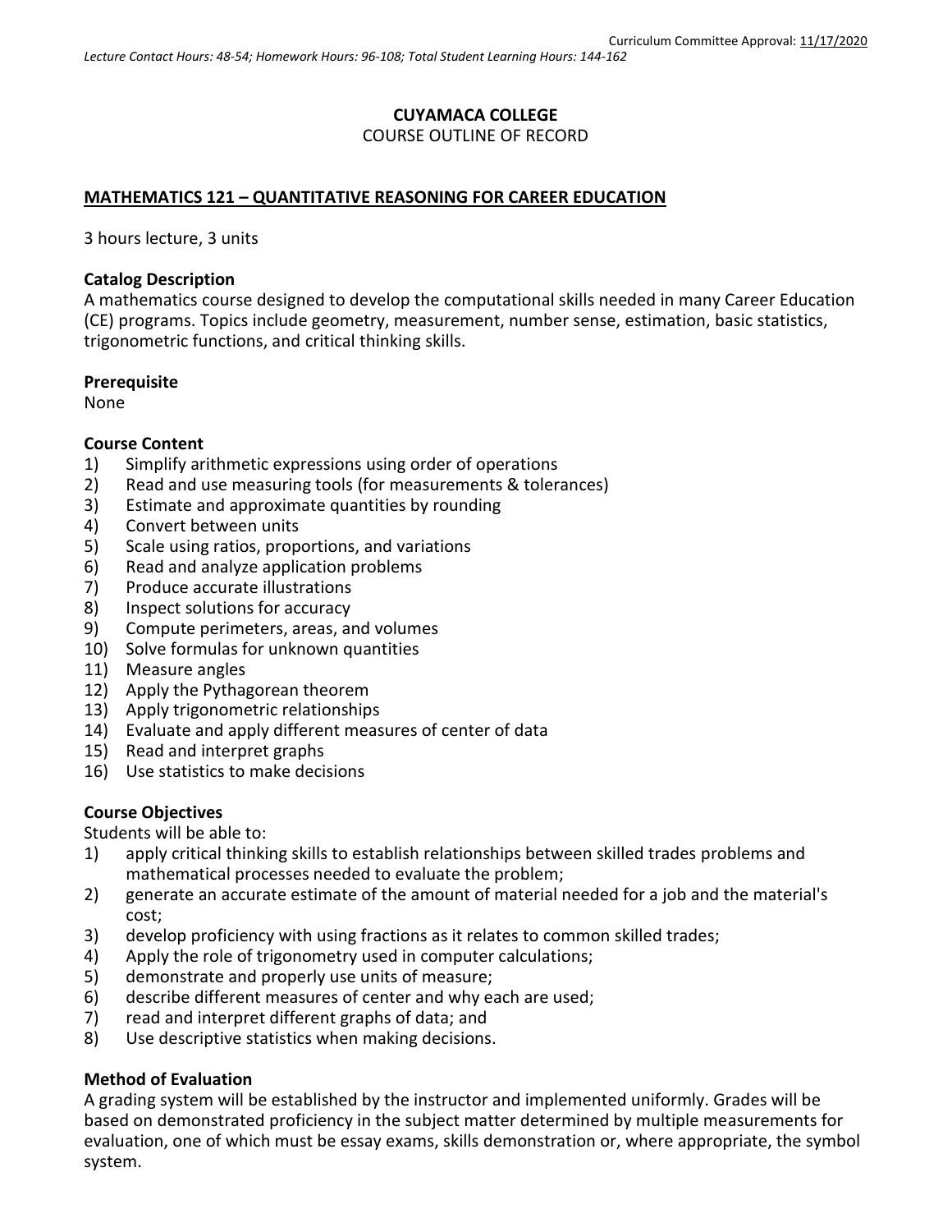Curriculum Committee Approval: 11/17/2020

*Lecture Contact Hours: 48-54; Homework Hours: 96-108; Total Student Learning Hours: 144-162*

**CUYAMACA COLLEGE**
COURSE OUTLINE OF RECORD

## MATHEMATICS 121 – QUANTITATIVE REASONING FOR CAREER EDUCATION

3 hours lecture, 3 units

### Catalog Description

A mathematics course designed to develop the computational skills needed in many Career Education (CE) programs. Topics include geometry, measurement, number sense, estimation, basic statistics, trigonometric functions, and critical thinking skills.

### Prerequisite

None

### Course Content

1) Simplify arithmetic expressions using order of operations
2) Read and use measuring tools (for measurements & tolerances)
3) Estimate and approximate quantities by rounding
4) Convert between units
5) Scale using ratios, proportions, and variations
6) Read and analyze application problems
7) Produce accurate illustrations
8) Inspect solutions for accuracy
9) Compute perimeters, areas, and volumes
10) Solve formulas for unknown quantities
11) Measure angles
12) Apply the Pythagorean theorem
13) Apply trigonometric relationships
14) Evaluate and apply different measures of center of data
15) Read and interpret graphs
16) Use statistics to make decisions

### Course Objectives

Students will be able to:

1) apply critical thinking skills to establish relationships between skilled trades problems and mathematical processes needed to evaluate the problem;
2) generate an accurate estimate of the amount of material needed for a job and the material's cost;
3) develop proficiency with using fractions as it relates to common skilled trades;
4) Apply the role of trigonometry used in computer calculations;
5) demonstrate and properly use units of measure;
6) describe different measures of center and why each are used;
7) read and interpret different graphs of data; and
8) Use descriptive statistics when making decisions.

### Method of Evaluation

A grading system will be established by the instructor and implemented uniformly. Grades will be based on demonstrated proficiency in the subject matter determined by multiple measurements for evaluation, one of which must be essay exams, skills demonstration or, where appropriate, the symbol system.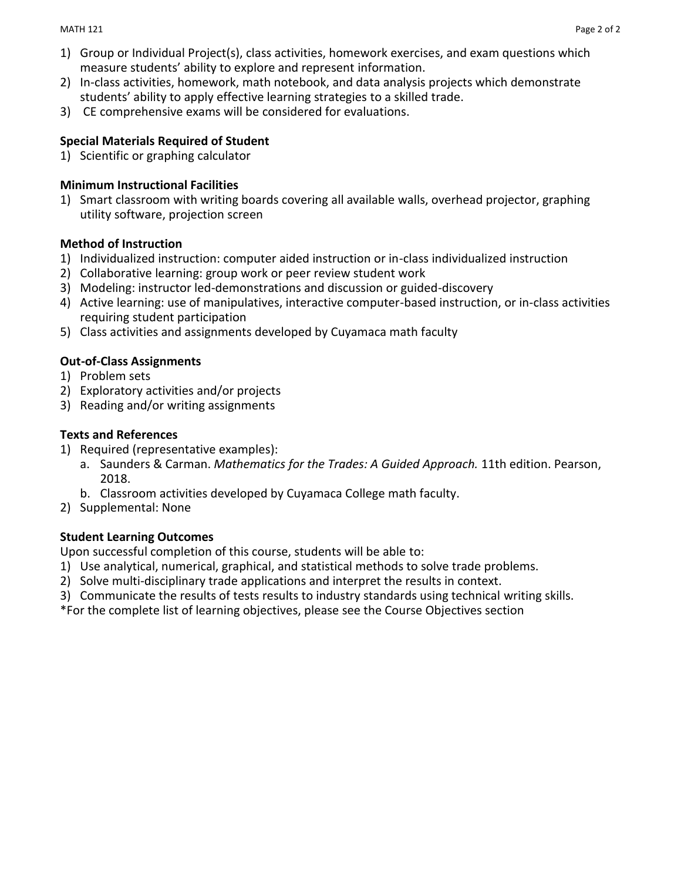1) Group or Individual Project(s), class activities, homework exercises, and exam questions which measure students' ability to explore and represent information.
2) In-class activities, homework, math notebook, and data analysis projects which demonstrate students' ability to apply effective learning strategies to a skilled trade.
3) CE comprehensive exams will be considered for evaluations.

**Special Materials Required of Student**

1) Scientific or graphing calculator

**Minimum Instructional Facilities**

1) Smart classroom with writing boards covering all available walls, overhead projector, graphing utility software, projection screen

**Method of Instruction**

1) Individualized instruction: computer aided instruction or in-class individualized instruction
2) Collaborative learning: group work or peer review student work
3) Modeling: instructor led-demonstrations and discussion or guided-discovery
4) Active learning: use of manipulatives, interactive computer-based instruction, or in-class activities requiring student participation
5) Class activities and assignments developed by Cuyamaca math faculty

**Out-of-Class Assignments**

1) Problem sets
2) Exploratory activities and/or projects
3) Reading and/or writing assignments

**Texts and References**

1) Required (representative examples):
   a. Saunders & Carman. *Mathematics for the Trades: A Guided Approach.* 11th edition. Pearson, 2018.
   b. Classroom activities developed by Cuyamaca College math faculty.
2) Supplemental: None

**Student Learning Outcomes**

Upon successful completion of this course, students will be able to:

1) Use analytical, numerical, graphical, and statistical methods to solve trade problems.
2) Solve multi-disciplinary trade applications and interpret the results in context.
3) Communicate the results of tests results to industry standards using technical writing skills.

*For the complete list of learning objectives, please see the Course Objectives section